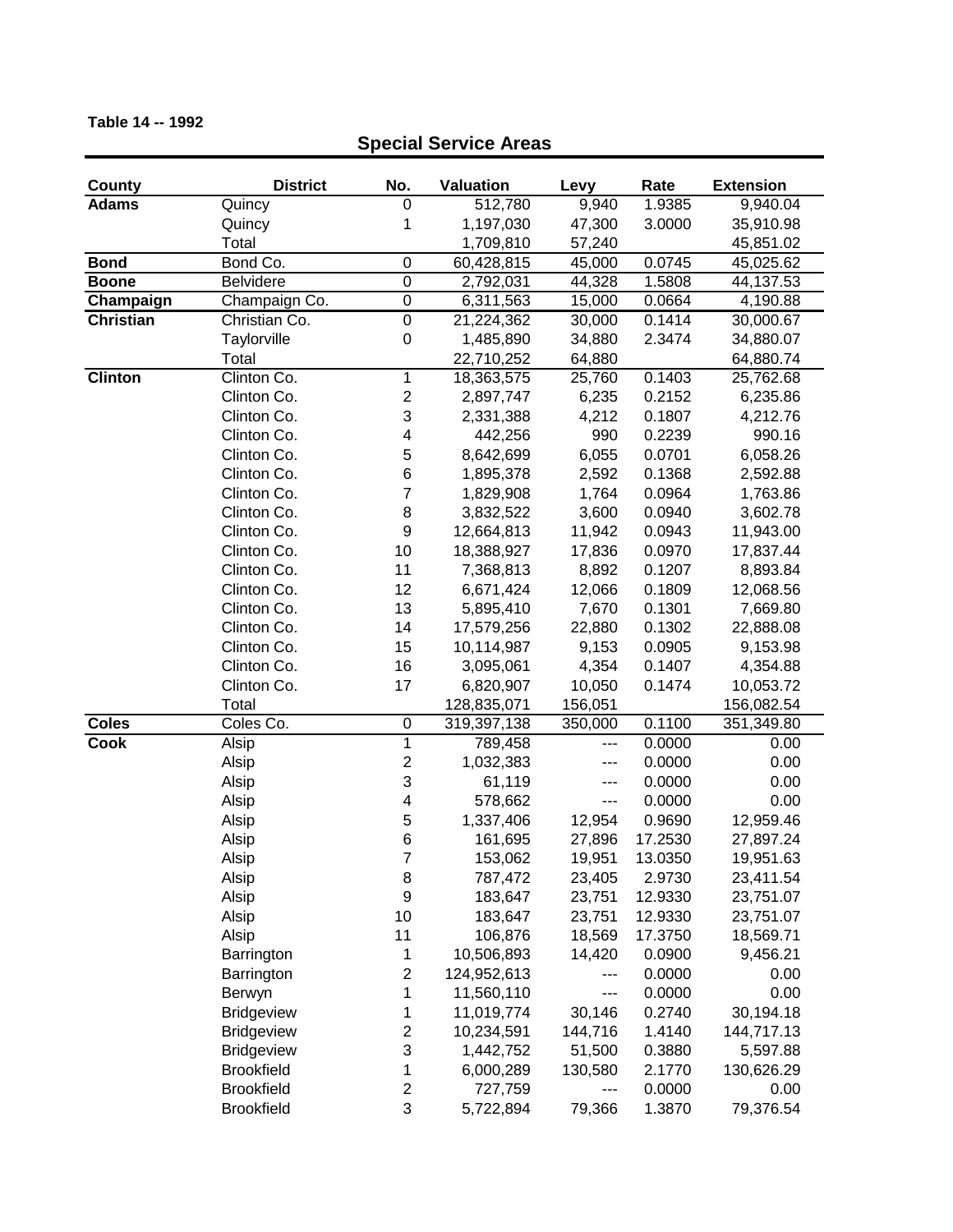**Table 14 -- 1992**

## Special Service Areas

| County | District | No. | Valuation | Levy | Rate | Extension |
|---|---|---|---|---|---|---|
| **Adams** | Quincy | 0 | 512,780 | 9,940 | 1.9385 | 9,940.04 |
| | Quincy | 1 | 1,197,030 | 47,300 | 3.0000 | 35,910.98 |
| | Total | | 1,709,810 | 57,240 | | 45,851.02 |
| **Bond** | Bond Co. | 0 | 60,428,815 | 45,000 | 0.0745 | 45,025.62 |
| **Boone** | Belvidere | 0 | 2,792,031 | 44,328 | 1.5808 | 44,137.53 |
| **Champaign** | Champaign Co. | 0 | 6,311,563 | 15,000 | 0.0664 | 4,190.88 |
| **Christian** | Christian Co. | 0 | 21,224,362 | 30,000 | 0.1414 | 30,000.67 |
| | Taylorville | 0 | 1,485,890 | 34,880 | 2.3474 | 34,880.07 |
| | Total | | 22,710,252 | 64,880 | | 64,880.74 |
| **Clinton** | Clinton Co. | 1 | 18,363,575 | 25,760 | 0.1403 | 25,762.68 |
| | Clinton Co. | 2 | 2,897,747 | 6,235 | 0.2152 | 6,235.86 |
| | Clinton Co. | 3 | 2,331,388 | 4,212 | 0.1807 | 4,212.76 |
| | Clinton Co. | 4 | 442,256 | 990 | 0.2239 | 990.16 |
| | Clinton Co. | 5 | 8,642,699 | 6,055 | 0.0701 | 6,058.26 |
| | Clinton Co. | 6 | 1,895,378 | 2,592 | 0.1368 | 2,592.88 |
| | Clinton Co. | 7 | 1,829,908 | 1,764 | 0.0964 | 1,763.86 |
| | Clinton Co. | 8 | 3,832,522 | 3,600 | 0.0940 | 3,602.78 |
| | Clinton Co. | 9 | 12,664,813 | 11,942 | 0.0943 | 11,943.00 |
| | Clinton Co. | 10 | 18,388,927 | 17,836 | 0.0970 | 17,837.44 |
| | Clinton Co. | 11 | 7,368,813 | 8,892 | 0.1207 | 8,893.84 |
| | Clinton Co. | 12 | 6,671,424 | 12,066 | 0.1809 | 12,068.56 |
| | Clinton Co. | 13 | 5,895,410 | 7,670 | 0.1301 | 7,669.80 |
| | Clinton Co. | 14 | 17,579,256 | 22,880 | 0.1302 | 22,888.08 |
| | Clinton Co. | 15 | 10,114,987 | 9,153 | 0.0905 | 9,153.98 |
| | Clinton Co. | 16 | 3,095,061 | 4,354 | 0.1407 | 4,354.88 |
| | Clinton Co. | 17 | 6,820,907 | 10,050 | 0.1474 | 10,053.72 |
| | Total | | 128,835,071 | 156,051 | | 156,082.54 |
| **Coles** | Coles Co. | 0 | 319,397,138 | 350,000 | 0.1100 | 351,349.80 |
| **Cook** | Alsip | 1 | 789,458 | --- | 0.0000 | 0.00 |
| | Alsip | 2 | 1,032,383 | --- | 0.0000 | 0.00 |
| | Alsip | 3 | 61,119 | --- | 0.0000 | 0.00 |
| | Alsip | 4 | 578,662 | --- | 0.0000 | 0.00 |
| | Alsip | 5 | 1,337,406 | 12,954 | 0.9690 | 12,959.46 |
| | Alsip | 6 | 161,695 | 27,896 | 17.2530 | 27,897.24 |
| | Alsip | 7 | 153,062 | 19,951 | 13.0350 | 19,951.63 |
| | Alsip | 8 | 787,472 | 23,405 | 2.9730 | 23,411.54 |
| | Alsip | 9 | 183,647 | 23,751 | 12.9330 | 23,751.07 |
| | Alsip | 10 | 183,647 | 23,751 | 12.9330 | 23,751.07 |
| | Alsip | 11 | 106,876 | 18,569 | 17.3750 | 18,569.71 |
| | Barrington | 1 | 10,506,893 | 14,420 | 0.0900 | 9,456.21 |
| | Barrington | 2 | 124,952,613 | --- | 0.0000 | 0.00 |
| | Berwyn | 1 | 11,560,110 | --- | 0.0000 | 0.00 |
| | Bridgeview | 1 | 11,019,774 | 30,146 | 0.2740 | 30,194.18 |
| | Bridgeview | 2 | 10,234,591 | 144,716 | 1.4140 | 144,717.13 |
| | Bridgeview | 3 | 1,442,752 | 51,500 | 0.3880 | 5,597.88 |
| | Brookfield | 1 | 6,000,289 | 130,580 | 2.1770 | 130,626.29 |
| | Brookfield | 2 | 727,759 | --- | 0.0000 | 0.00 |
| | Brookfield | 3 | 5,722,894 | 79,366 | 1.3870 | 79,376.54 |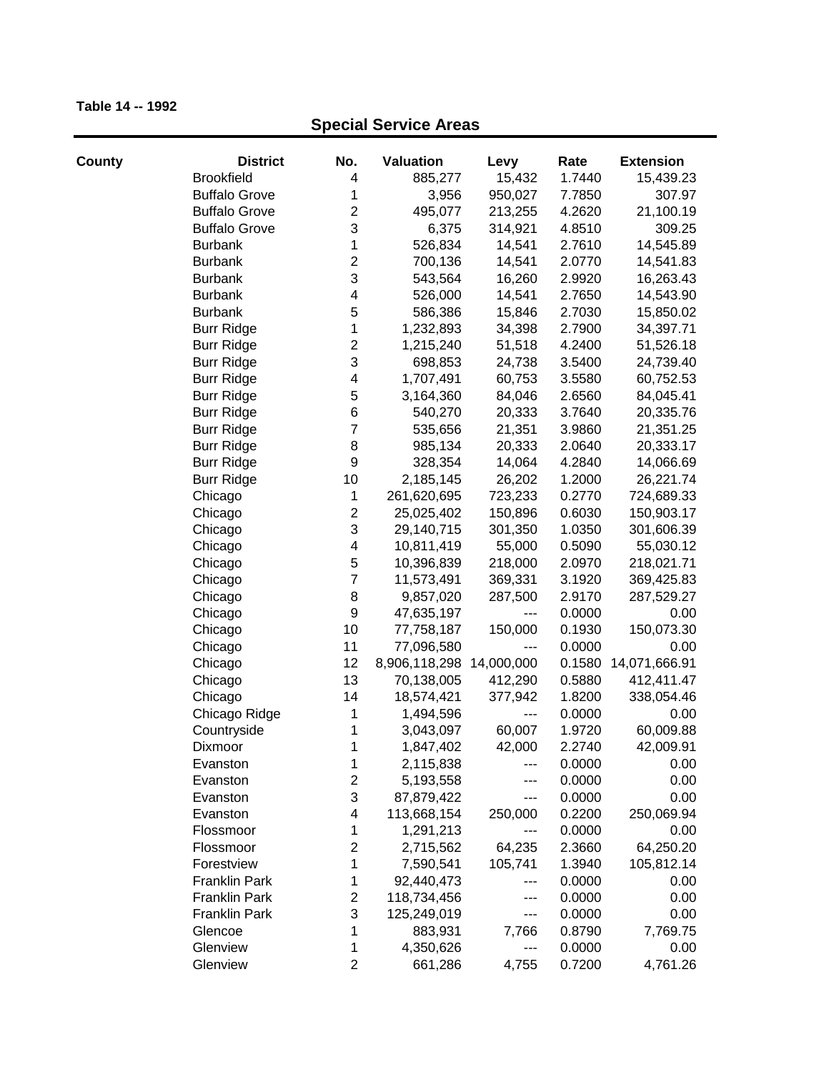**Table 14 -- 1992**

## Special Service Areas

| County | District | No. | Valuation | Levy | Rate | Extension |
|---|---|---|---|---|---|---|
| | Brookfield | 4 | 885,277 | 15,432 | 1.7440 | 15,439.23 |
| | Buffalo Grove | 1 | 3,956 | 950,027 | 7.7850 | 307.97 |
| | Buffalo Grove | 2 | 495,077 | 213,255 | 4.2620 | 21,100.19 |
| | Buffalo Grove | 3 | 6,375 | 314,921 | 4.8510 | 309.25 |
| | Burbank | 1 | 526,834 | 14,541 | 2.7610 | 14,545.89 |
| | Burbank | 2 | 700,136 | 14,541 | 2.0770 | 14,541.83 |
| | Burbank | 3 | 543,564 | 16,260 | 2.9920 | 16,263.43 |
| | Burbank | 4 | 526,000 | 14,541 | 2.7650 | 14,543.90 |
| | Burbank | 5 | 586,386 | 15,846 | 2.7030 | 15,850.02 |
| | Burr Ridge | 1 | 1,232,893 | 34,398 | 2.7900 | 34,397.71 |
| | Burr Ridge | 2 | 1,215,240 | 51,518 | 4.2400 | 51,526.18 |
| | Burr Ridge | 3 | 698,853 | 24,738 | 3.5400 | 24,739.40 |
| | Burr Ridge | 4 | 1,707,491 | 60,753 | 3.5580 | 60,752.53 |
| | Burr Ridge | 5 | 3,164,360 | 84,046 | 2.6560 | 84,045.41 |
| | Burr Ridge | 6 | 540,270 | 20,333 | 3.7640 | 20,335.76 |
| | Burr Ridge | 7 | 535,656 | 21,351 | 3.9860 | 21,351.25 |
| | Burr Ridge | 8 | 985,134 | 20,333 | 2.0640 | 20,333.17 |
| | Burr Ridge | 9 | 328,354 | 14,064 | 4.2840 | 14,066.69 |
| | Burr Ridge | 10 | 2,185,145 | 26,202 | 1.2000 | 26,221.74 |
| | Chicago | 1 | 261,620,695 | 723,233 | 0.2770 | 724,689.33 |
| | Chicago | 2 | 25,025,402 | 150,896 | 0.6030 | 150,903.17 |
| | Chicago | 3 | 29,140,715 | 301,350 | 1.0350 | 301,606.39 |
| | Chicago | 4 | 10,811,419 | 55,000 | 0.5090 | 55,030.12 |
| | Chicago | 5 | 10,396,839 | 218,000 | 2.0970 | 218,021.71 |
| | Chicago | 7 | 11,573,491 | 369,331 | 3.1920 | 369,425.83 |
| | Chicago | 8 | 9,857,020 | 287,500 | 2.9170 | 287,529.27 |
| | Chicago | 9 | 47,635,197 | --- | 0.0000 | 0.00 |
| | Chicago | 10 | 77,758,187 | 150,000 | 0.1930 | 150,073.30 |
| | Chicago | 11 | 77,096,580 | --- | 0.0000 | 0.00 |
| | Chicago | 12 | 8,906,118,298 | 14,000,000 | 0.1580 | 14,071,666.91 |
| | Chicago | 13 | 70,138,005 | 412,290 | 0.5880 | 412,411.47 |
| | Chicago | 14 | 18,574,421 | 377,942 | 1.8200 | 338,054.46 |
| | Chicago Ridge | 1 | 1,494,596 | --- | 0.0000 | 0.00 |
| | Countryside | 1 | 3,043,097 | 60,007 | 1.9720 | 60,009.88 |
| | Dixmoor | 1 | 1,847,402 | 42,000 | 2.2740 | 42,009.91 |
| | Evanston | 1 | 2,115,838 | --- | 0.0000 | 0.00 |
| | Evanston | 2 | 5,193,558 | --- | 0.0000 | 0.00 |
| | Evanston | 3 | 87,879,422 | --- | 0.0000 | 0.00 |
| | Evanston | 4 | 113,668,154 | 250,000 | 0.2200 | 250,069.94 |
| | Flossmoor | 1 | 1,291,213 | --- | 0.0000 | 0.00 |
| | Flossmoor | 2 | 2,715,562 | 64,235 | 2.3660 | 64,250.20 |
| | Forestview | 1 | 7,590,541 | 105,741 | 1.3940 | 105,812.14 |
| | Franklin Park | 1 | 92,440,473 | --- | 0.0000 | 0.00 |
| | Franklin Park | 2 | 118,734,456 | --- | 0.0000 | 0.00 |
| | Franklin Park | 3 | 125,249,019 | --- | 0.0000 | 0.00 |
| | Glencoe | 1 | 883,931 | 7,766 | 0.8790 | 7,769.75 |
| | Glenview | 1 | 4,350,626 | --- | 0.0000 | 0.00 |
| | Glenview | 2 | 661,286 | 4,755 | 0.7200 | 4,761.26 |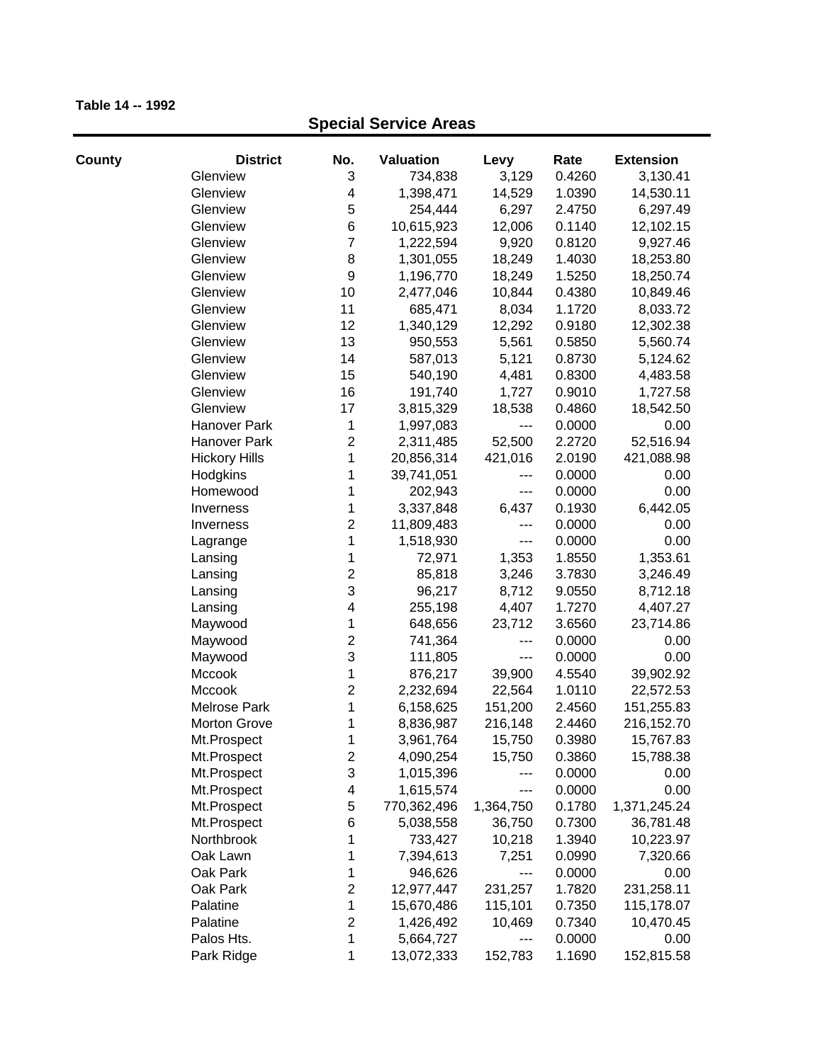**Table 14 -- 1992**

## Special Service Areas

| County | District | No. | Valuation | Levy | Rate | Extension |
|---|---|---|---|---|---|---|
| | Glenview | 3 | 734,838 | 3,129 | 0.4260 | 3,130.41 |
| | Glenview | 4 | 1,398,471 | 14,529 | 1.0390 | 14,530.11 |
| | Glenview | 5 | 254,444 | 6,297 | 2.4750 | 6,297.49 |
| | Glenview | 6 | 10,615,923 | 12,006 | 0.1140 | 12,102.15 |
| | Glenview | 7 | 1,222,594 | 9,920 | 0.8120 | 9,927.46 |
| | Glenview | 8 | 1,301,055 | 18,249 | 1.4030 | 18,253.80 |
| | Glenview | 9 | 1,196,770 | 18,249 | 1.5250 | 18,250.74 |
| | Glenview | 10 | 2,477,046 | 10,844 | 0.4380 | 10,849.46 |
| | Glenview | 11 | 685,471 | 8,034 | 1.1720 | 8,033.72 |
| | Glenview | 12 | 1,340,129 | 12,292 | 0.9180 | 12,302.38 |
| | Glenview | 13 | 950,553 | 5,561 | 0.5850 | 5,560.74 |
| | Glenview | 14 | 587,013 | 5,121 | 0.8730 | 5,124.62 |
| | Glenview | 15 | 540,190 | 4,481 | 0.8300 | 4,483.58 |
| | Glenview | 16 | 191,740 | 1,727 | 0.9010 | 1,727.58 |
| | Glenview | 17 | 3,815,329 | 18,538 | 0.4860 | 18,542.50 |
| | Hanover Park | 1 | 1,997,083 | --- | 0.0000 | 0.00 |
| | Hanover Park | 2 | 2,311,485 | 52,500 | 2.2720 | 52,516.94 |
| | Hickory Hills | 1 | 20,856,314 | 421,016 | 2.0190 | 421,088.98 |
| | Hodgkins | 1 | 39,741,051 | --- | 0.0000 | 0.00 |
| | Homewood | 1 | 202,943 | --- | 0.0000 | 0.00 |
| | Inverness | 1 | 3,337,848 | 6,437 | 0.1930 | 6,442.05 |
| | Inverness | 2 | 11,809,483 | --- | 0.0000 | 0.00 |
| | Lagrange | 1 | 1,518,930 | --- | 0.0000 | 0.00 |
| | Lansing | 1 | 72,971 | 1,353 | 1.8550 | 1,353.61 |
| | Lansing | 2 | 85,818 | 3,246 | 3.7830 | 3,246.49 |
| | Lansing | 3 | 96,217 | 8,712 | 9.0550 | 8,712.18 |
| | Lansing | 4 | 255,198 | 4,407 | 1.7270 | 4,407.27 |
| | Maywood | 1 | 648,656 | 23,712 | 3.6560 | 23,714.86 |
| | Maywood | 2 | 741,364 | --- | 0.0000 | 0.00 |
| | Maywood | 3 | 111,805 | --- | 0.0000 | 0.00 |
| | Mccook | 1 | 876,217 | 39,900 | 4.5540 | 39,902.92 |
| | Mccook | 2 | 2,232,694 | 22,564 | 1.0110 | 22,572.53 |
| | Melrose Park | 1 | 6,158,625 | 151,200 | 2.4560 | 151,255.83 |
| | Morton Grove | 1 | 8,836,987 | 216,148 | 2.4460 | 216,152.70 |
| | Mt.Prospect | 1 | 3,961,764 | 15,750 | 0.3980 | 15,767.83 |
| | Mt.Prospect | 2 | 4,090,254 | 15,750 | 0.3860 | 15,788.38 |
| | Mt.Prospect | 3 | 1,015,396 | --- | 0.0000 | 0.00 |
| | Mt.Prospect | 4 | 1,615,574 | --- | 0.0000 | 0.00 |
| | Mt.Prospect | 5 | 770,362,496 | 1,364,750 | 0.1780 | 1,371,245.24 |
| | Mt.Prospect | 6 | 5,038,558 | 36,750 | 0.7300 | 36,781.48 |
| | Northbrook | 1 | 733,427 | 10,218 | 1.3940 | 10,223.97 |
| | Oak Lawn | 1 | 7,394,613 | 7,251 | 0.0990 | 7,320.66 |
| | Oak Park | 1 | 946,626 | --- | 0.0000 | 0.00 |
| | Oak Park | 2 | 12,977,447 | 231,257 | 1.7820 | 231,258.11 |
| | Palatine | 1 | 15,670,486 | 115,101 | 0.7350 | 115,178.07 |
| | Palatine | 2 | 1,426,492 | 10,469 | 0.7340 | 10,470.45 |
| | Palos Hts. | 1 | 5,664,727 | --- | 0.0000 | 0.00 |
| | Park Ridge | 1 | 13,072,333 | 152,783 | 1.1690 | 152,815.58 |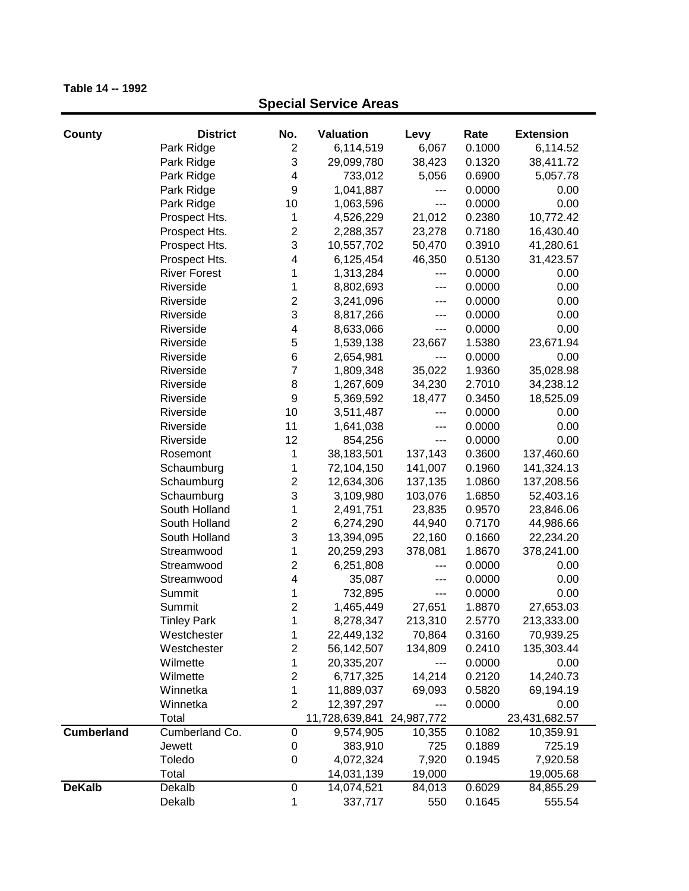**Table 14 -- 1992**

## Special Service Areas

| County | District | No. | Valuation | Levy | Rate | Extension |
|---|---|---|---|---|---|---|
| | Park Ridge | 2 | 6,114,519 | 6,067 | 0.1000 | 6,114.52 |
| | Park Ridge | 3 | 29,099,780 | 38,423 | 0.1320 | 38,411.72 |
| | Park Ridge | 4 | 733,012 | 5,056 | 0.6900 | 5,057.78 |
| | Park Ridge | 9 | 1,041,887 | --- | 0.0000 | 0.00 |
| | Park Ridge | 10 | 1,063,596 | --- | 0.0000 | 0.00 |
| | Prospect Hts. | 1 | 4,526,229 | 21,012 | 0.2380 | 10,772.42 |
| | Prospect Hts. | 2 | 2,288,357 | 23,278 | 0.7180 | 16,430.40 |
| | Prospect Hts. | 3 | 10,557,702 | 50,470 | 0.3910 | 41,280.61 |
| | Prospect Hts. | 4 | 6,125,454 | 46,350 | 0.5130 | 31,423.57 |
| | River Forest | 1 | 1,313,284 | --- | 0.0000 | 0.00 |
| | Riverside | 1 | 8,802,693 | --- | 0.0000 | 0.00 |
| | Riverside | 2 | 3,241,096 | --- | 0.0000 | 0.00 |
| | Riverside | 3 | 8,817,266 | --- | 0.0000 | 0.00 |
| | Riverside | 4 | 8,633,066 | --- | 0.0000 | 0.00 |
| | Riverside | 5 | 1,539,138 | 23,667 | 1.5380 | 23,671.94 |
| | Riverside | 6 | 2,654,981 | --- | 0.0000 | 0.00 |
| | Riverside | 7 | 1,809,348 | 35,022 | 1.9360 | 35,028.98 |
| | Riverside | 8 | 1,267,609 | 34,230 | 2.7010 | 34,238.12 |
| | Riverside | 9 | 5,369,592 | 18,477 | 0.3450 | 18,525.09 |
| | Riverside | 10 | 3,511,487 | --- | 0.0000 | 0.00 |
| | Riverside | 11 | 1,641,038 | --- | 0.0000 | 0.00 |
| | Riverside | 12 | 854,256 | --- | 0.0000 | 0.00 |
| | Rosemont | 1 | 38,183,501 | 137,143 | 0.3600 | 137,460.60 |
| | Schaumburg | 1 | 72,104,150 | 141,007 | 0.1960 | 141,324.13 |
| | Schaumburg | 2 | 12,634,306 | 137,135 | 1.0860 | 137,208.56 |
| | Schaumburg | 3 | 3,109,980 | 103,076 | 1.6850 | 52,403.16 |
| | South Holland | 1 | 2,491,751 | 23,835 | 0.9570 | 23,846.06 |
| | South Holland | 2 | 6,274,290 | 44,940 | 0.7170 | 44,986.66 |
| | South Holland | 3 | 13,394,095 | 22,160 | 0.1660 | 22,234.20 |
| | Streamwood | 1 | 20,259,293 | 378,081 | 1.8670 | 378,241.00 |
| | Streamwood | 2 | 6,251,808 | --- | 0.0000 | 0.00 |
| | Streamwood | 4 | 35,087 | --- | 0.0000 | 0.00 |
| | Summit | 1 | 732,895 | --- | 0.0000 | 0.00 |
| | Summit | 2 | 1,465,449 | 27,651 | 1.8870 | 27,653.03 |
| | Tinley Park | 1 | 8,278,347 | 213,310 | 2.5770 | 213,333.00 |
| | Westchester | 1 | 22,449,132 | 70,864 | 0.3160 | 70,939.25 |
| | Westchester | 2 | 56,142,507 | 134,809 | 0.2410 | 135,303.44 |
| | Wilmette | 1 | 20,335,207 | --- | 0.0000 | 0.00 |
| | Wilmette | 2 | 6,717,325 | 14,214 | 0.2120 | 14,240.73 |
| | Winnetka | 1 | 11,889,037 | 69,093 | 0.5820 | 69,194.19 |
| | Winnetka | 2 | 12,397,297 | --- | 0.0000 | 0.00 |
| | Total | | 11,728,639,841 | 24,987,772 | | 23,431,682.57 |
| **Cumberland** | Cumberland Co. | 0 | 9,574,905 | 10,355 | 0.1082 | 10,359.91 |
| | Jewett | 0 | 383,910 | 725 | 0.1889 | 725.19 |
| | Toledo | 0 | 4,072,324 | 7,920 | 0.1945 | 7,920.58 |
| | Total | | 14,031,139 | 19,000 | | 19,005.68 |
| **DeKalb** | Dekalb | 0 | 14,074,521 | 84,013 | 0.6029 | 84,855.29 |
| | Dekalb | 1 | 337,717 | 550 | 0.1645 | 555.54 |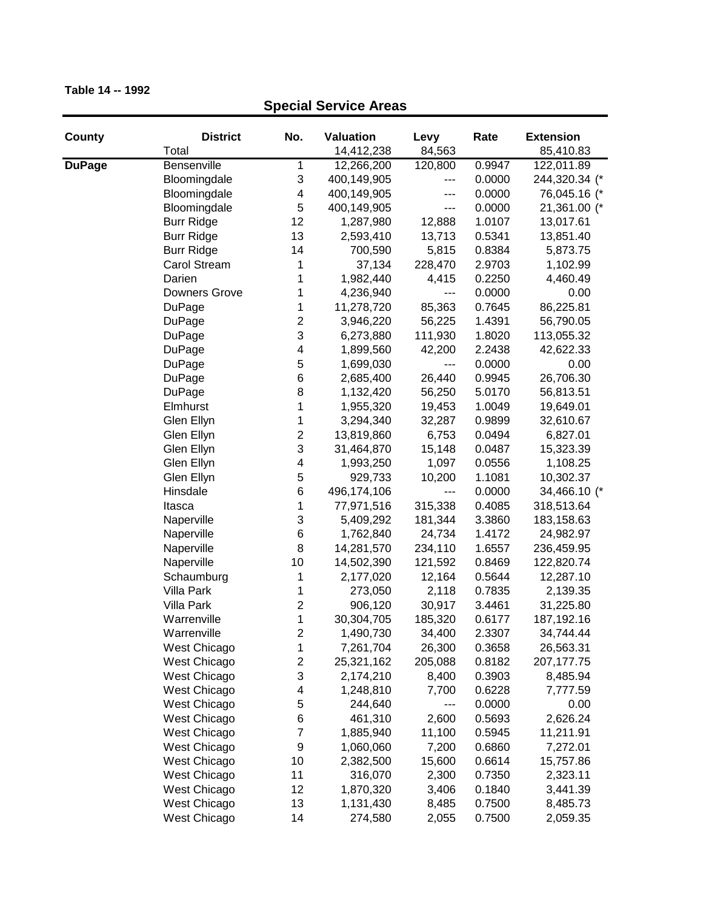**Table 14 -- 1992**

## Special Service Areas

| County | District | No. | Valuation | Levy | Rate | Extension |
|---|---|---|---|---|---|---|
| | Total | | 14,412,238 | 84,563 | | 85,410.83 |
| **DuPage** | Bensenville | 1 | 12,266,200 | 120,800 | 0.9947 | 122,011.89 |
| | Bloomingdale | 3 | 400,149,905 | --- | 0.0000 | 244,320.34 (* |
| | Bloomingdale | 4 | 400,149,905 | --- | 0.0000 | 76,045.16 (* |
| | Bloomingdale | 5 | 400,149,905 | --- | 0.0000 | 21,361.00 (* |
| | Burr Ridge | 12 | 1,287,980 | 12,888 | 1.0107 | 13,017.61 |
| | Burr Ridge | 13 | 2,593,410 | 13,713 | 0.5341 | 13,851.40 |
| | Burr Ridge | 14 | 700,590 | 5,815 | 0.8384 | 5,873.75 |
| | Carol Stream | 1 | 37,134 | 228,470 | 2.9703 | 1,102.99 |
| | Darien | 1 | 1,982,440 | 4,415 | 0.2250 | 4,460.49 |
| | Downers Grove | 1 | 4,236,940 | --- | 0.0000 | 0.00 |
| | DuPage | 1 | 11,278,720 | 85,363 | 0.7645 | 86,225.81 |
| | DuPage | 2 | 3,946,220 | 56,225 | 1.4391 | 56,790.05 |
| | DuPage | 3 | 6,273,880 | 111,930 | 1.8020 | 113,055.32 |
| | DuPage | 4 | 1,899,560 | 42,200 | 2.2438 | 42,622.33 |
| | DuPage | 5 | 1,699,030 | --- | 0.0000 | 0.00 |
| | DuPage | 6 | 2,685,400 | 26,440 | 0.9945 | 26,706.30 |
| | DuPage | 8 | 1,132,420 | 56,250 | 5.0170 | 56,813.51 |
| | Elmhurst | 1 | 1,955,320 | 19,453 | 1.0049 | 19,649.01 |
| | Glen Ellyn | 1 | 3,294,340 | 32,287 | 0.9899 | 32,610.67 |
| | Glen Ellyn | 2 | 13,819,860 | 6,753 | 0.0494 | 6,827.01 |
| | Glen Ellyn | 3 | 31,464,870 | 15,148 | 0.0487 | 15,323.39 |
| | Glen Ellyn | 4 | 1,993,250 | 1,097 | 0.0556 | 1,108.25 |
| | Glen Ellyn | 5 | 929,733 | 10,200 | 1.1081 | 10,302.37 |
| | Hinsdale | 6 | 496,174,106 | --- | 0.0000 | 34,466.10 (* |
| | Itasca | 1 | 77,971,516 | 315,338 | 0.4085 | 318,513.64 |
| | Naperville | 3 | 5,409,292 | 181,344 | 3.3860 | 183,158.63 |
| | Naperville | 6 | 1,762,840 | 24,734 | 1.4172 | 24,982.97 |
| | Naperville | 8 | 14,281,570 | 234,110 | 1.6557 | 236,459.95 |
| | Naperville | 10 | 14,502,390 | 121,592 | 0.8469 | 122,820.74 |
| | Schaumburg | 1 | 2,177,020 | 12,164 | 0.5644 | 12,287.10 |
| | Villa Park | 1 | 273,050 | 2,118 | 0.7835 | 2,139.35 |
| | Villa Park | 2 | 906,120 | 30,917 | 3.4461 | 31,225.80 |
| | Warrenville | 1 | 30,304,705 | 185,320 | 0.6177 | 187,192.16 |
| | Warrenville | 2 | 1,490,730 | 34,400 | 2.3307 | 34,744.44 |
| | West Chicago | 1 | 7,261,704 | 26,300 | 0.3658 | 26,563.31 |
| | West Chicago | 2 | 25,321,162 | 205,088 | 0.8182 | 207,177.75 |
| | West Chicago | 3 | 2,174,210 | 8,400 | 0.3903 | 8,485.94 |
| | West Chicago | 4 | 1,248,810 | 7,700 | 0.6228 | 7,777.59 |
| | West Chicago | 5 | 244,640 | --- | 0.0000 | 0.00 |
| | West Chicago | 6 | 461,310 | 2,600 | 0.5693 | 2,626.24 |
| | West Chicago | 7 | 1,885,940 | 11,100 | 0.5945 | 11,211.91 |
| | West Chicago | 9 | 1,060,060 | 7,200 | 0.6860 | 7,272.01 |
| | West Chicago | 10 | 2,382,500 | 15,600 | 0.6614 | 15,757.86 |
| | West Chicago | 11 | 316,070 | 2,300 | 0.7350 | 2,323.11 |
| | West Chicago | 12 | 1,870,320 | 3,406 | 0.1840 | 3,441.39 |
| | West Chicago | 13 | 1,131,430 | 8,485 | 0.7500 | 8,485.73 |
| | West Chicago | 14 | 274,580 | 2,055 | 0.7500 | 2,059.35 |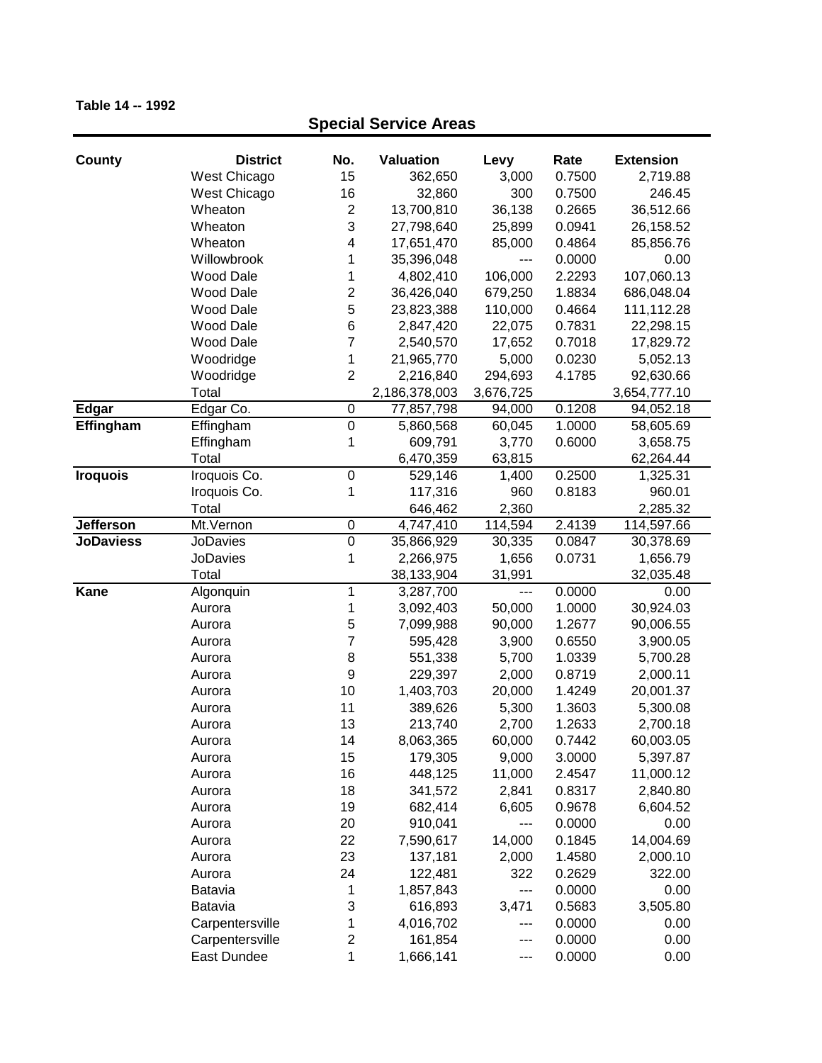**Table 14 -- 1992**

## Special Service Areas

| County | District | No. | Valuation | Levy | Rate | Extension |
|---|---|---|---|---|---|---|
| | West Chicago | 15 | 362,650 | 3,000 | 0.7500 | 2,719.88 |
| | West Chicago | 16 | 32,860 | 300 | 0.7500 | 246.45 |
| | Wheaton | 2 | 13,700,810 | 36,138 | 0.2665 | 36,512.66 |
| | Wheaton | 3 | 27,798,640 | 25,899 | 0.0941 | 26,158.52 |
| | Wheaton | 4 | 17,651,470 | 85,000 | 0.4864 | 85,856.76 |
| | Willowbrook | 1 | 35,396,048 | --- | 0.0000 | 0.00 |
| | Wood Dale | 1 | 4,802,410 | 106,000 | 2.2293 | 107,060.13 |
| | Wood Dale | 2 | 36,426,040 | 679,250 | 1.8834 | 686,048.04 |
| | Wood Dale | 5 | 23,823,388 | 110,000 | 0.4664 | 111,112.28 |
| | Wood Dale | 6 | 2,847,420 | 22,075 | 0.7831 | 22,298.15 |
| | Wood Dale | 7 | 2,540,570 | 17,652 | 0.7018 | 17,829.72 |
| | Woodridge | 1 | 21,965,770 | 5,000 | 0.0230 | 5,052.13 |
| | Woodridge | 2 | 2,216,840 | 294,693 | 4.1785 | 92,630.66 |
| | Total | | 2,186,378,003 | 3,676,725 | | 3,654,777.10 |
| **Edgar** | Edgar Co. | 0 | 77,857,798 | 94,000 | 0.1208 | 94,052.18 |
| **Effingham** | Effingham | 0 | 5,860,568 | 60,045 | 1.0000 | 58,605.69 |
| | Effingham | 1 | 609,791 | 3,770 | 0.6000 | 3,658.75 |
| | Total | | 6,470,359 | 63,815 | | 62,264.44 |
| **Iroquois** | Iroquois Co. | 0 | 529,146 | 1,400 | 0.2500 | 1,325.31 |
| | Iroquois Co. | 1 | 117,316 | 960 | 0.8183 | 960.01 |
| | Total | | 646,462 | 2,360 | | 2,285.32 |
| **Jefferson** | Mt.Vernon | 0 | 4,747,410 | 114,594 | 2.4139 | 114,597.66 |
| **JoDaviess** | JoDavies | 0 | 35,866,929 | 30,335 | 0.0847 | 30,378.69 |
| | JoDavies | 1 | 2,266,975 | 1,656 | 0.0731 | 1,656.79 |
| | Total | | 38,133,904 | 31,991 | | 32,035.48 |
| **Kane** | Algonquin | 1 | 3,287,700 | --- | 0.0000 | 0.00 |
| | Aurora | 1 | 3,092,403 | 50,000 | 1.0000 | 30,924.03 |
| | Aurora | 5 | 7,099,988 | 90,000 | 1.2677 | 90,006.55 |
| | Aurora | 7 | 595,428 | 3,900 | 0.6550 | 3,900.05 |
| | Aurora | 8 | 551,338 | 5,700 | 1.0339 | 5,700.28 |
| | Aurora | 9 | 229,397 | 2,000 | 0.8719 | 2,000.11 |
| | Aurora | 10 | 1,403,703 | 20,000 | 1.4249 | 20,001.37 |
| | Aurora | 11 | 389,626 | 5,300 | 1.3603 | 5,300.08 |
| | Aurora | 13 | 213,740 | 2,700 | 1.2633 | 2,700.18 |
| | Aurora | 14 | 8,063,365 | 60,000 | 0.7442 | 60,003.05 |
| | Aurora | 15 | 179,305 | 9,000 | 3.0000 | 5,397.87 |
| | Aurora | 16 | 448,125 | 11,000 | 2.4547 | 11,000.12 |
| | Aurora | 18 | 341,572 | 2,841 | 0.8317 | 2,840.80 |
| | Aurora | 19 | 682,414 | 6,605 | 0.9678 | 6,604.52 |
| | Aurora | 20 | 910,041 | --- | 0.0000 | 0.00 |
| | Aurora | 22 | 7,590,617 | 14,000 | 0.1845 | 14,004.69 |
| | Aurora | 23 | 137,181 | 2,000 | 1.4580 | 2,000.10 |
| | Aurora | 24 | 122,481 | 322 | 0.2629 | 322.00 |
| | Batavia | 1 | 1,857,843 | --- | 0.0000 | 0.00 |
| | Batavia | 3 | 616,893 | 3,471 | 0.5683 | 3,505.80 |
| | Carpentersville | 1 | 4,016,702 | --- | 0.0000 | 0.00 |
| | Carpentersville | 2 | 161,854 | --- | 0.0000 | 0.00 |
| | East Dundee | 1 | 1,666,141 | --- | 0.0000 | 0.00 |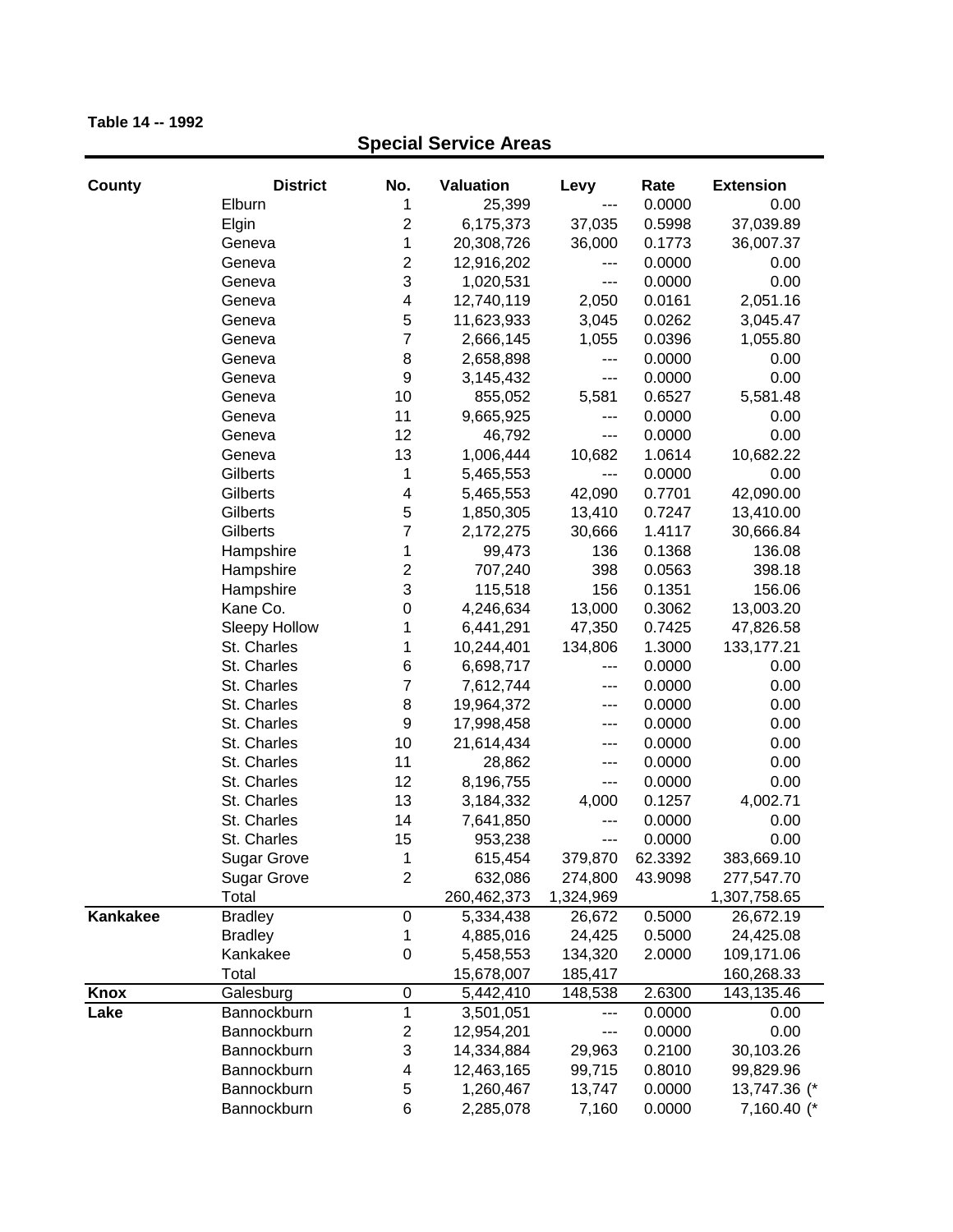**Table 14 -- 1992**

## Special Service Areas

| County | District | No. | Valuation | Levy | Rate | Extension |
|---|---|---|---|---|---|---|
| | Elburn | 1 | 25,399 | --- | 0.0000 | 0.00 |
| | Elgin | 2 | 6,175,373 | 37,035 | 0.5998 | 37,039.89 |
| | Geneva | 1 | 20,308,726 | 36,000 | 0.1773 | 36,007.37 |
| | Geneva | 2 | 12,916,202 | --- | 0.0000 | 0.00 |
| | Geneva | 3 | 1,020,531 | --- | 0.0000 | 0.00 |
| | Geneva | 4 | 12,740,119 | 2,050 | 0.0161 | 2,051.16 |
| | Geneva | 5 | 11,623,933 | 3,045 | 0.0262 | 3,045.47 |
| | Geneva | 7 | 2,666,145 | 1,055 | 0.0396 | 1,055.80 |
| | Geneva | 8 | 2,658,898 | --- | 0.0000 | 0.00 |
| | Geneva | 9 | 3,145,432 | --- | 0.0000 | 0.00 |
| | Geneva | 10 | 855,052 | 5,581 | 0.6527 | 5,581.48 |
| | Geneva | 11 | 9,665,925 | --- | 0.0000 | 0.00 |
| | Geneva | 12 | 46,792 | --- | 0.0000 | 0.00 |
| | Geneva | 13 | 1,006,444 | 10,682 | 1.0614 | 10,682.22 |
| | Gilberts | 1 | 5,465,553 | --- | 0.0000 | 0.00 |
| | Gilberts | 4 | 5,465,553 | 42,090 | 0.7701 | 42,090.00 |
| | Gilberts | 5 | 1,850,305 | 13,410 | 0.7247 | 13,410.00 |
| | Gilberts | 7 | 2,172,275 | 30,666 | 1.4117 | 30,666.84 |
| | Hampshire | 1 | 99,473 | 136 | 0.1368 | 136.08 |
| | Hampshire | 2 | 707,240 | 398 | 0.0563 | 398.18 |
| | Hampshire | 3 | 115,518 | 156 | 0.1351 | 156.06 |
| | Kane Co. | 0 | 4,246,634 | 13,000 | 0.3062 | 13,003.20 |
| | Sleepy Hollow | 1 | 6,441,291 | 47,350 | 0.7425 | 47,826.58 |
| | St. Charles | 1 | 10,244,401 | 134,806 | 1.3000 | 133,177.21 |
| | St. Charles | 6 | 6,698,717 | --- | 0.0000 | 0.00 |
| | St. Charles | 7 | 7,612,744 | --- | 0.0000 | 0.00 |
| | St. Charles | 8 | 19,964,372 | --- | 0.0000 | 0.00 |
| | St. Charles | 9 | 17,998,458 | --- | 0.0000 | 0.00 |
| | St. Charles | 10 | 21,614,434 | --- | 0.0000 | 0.00 |
| | St. Charles | 11 | 28,862 | --- | 0.0000 | 0.00 |
| | St. Charles | 12 | 8,196,755 | --- | 0.0000 | 0.00 |
| | St. Charles | 13 | 3,184,332 | 4,000 | 0.1257 | 4,002.71 |
| | St. Charles | 14 | 7,641,850 | --- | 0.0000 | 0.00 |
| | St. Charles | 15 | 953,238 | --- | 0.0000 | 0.00 |
| | Sugar Grove | 1 | 615,454 | 379,870 | 62.3392 | 383,669.10 |
| | Sugar Grove | 2 | 632,086 | 274,800 | 43.9098 | 277,547.70 |
| | Total | | 260,462,373 | 1,324,969 | | 1,307,758.65 |
| **Kankakee** | Bradley | 0 | 5,334,438 | 26,672 | 0.5000 | 26,672.19 |
| | Bradley | 1 | 4,885,016 | 24,425 | 0.5000 | 24,425.08 |
| | Kankakee | 0 | 5,458,553 | 134,320 | 2.0000 | 109,171.06 |
| | Total | | 15,678,007 | 185,417 | | 160,268.33 |
| **Knox** | Galesburg | 0 | 5,442,410 | 148,538 | 2.6300 | 143,135.46 |
| **Lake** | Bannockburn | 1 | 3,501,051 | --- | 0.0000 | 0.00 |
| | Bannockburn | 2 | 12,954,201 | --- | 0.0000 | 0.00 |
| | Bannockburn | 3 | 14,334,884 | 29,963 | 0.2100 | 30,103.26 |
| | Bannockburn | 4 | 12,463,165 | 99,715 | 0.8010 | 99,829.96 |
| | Bannockburn | 5 | 1,260,467 | 13,747 | 0.0000 | 13,747.36 (* |
| | Bannockburn | 6 | 2,285,078 | 7,160 | 0.0000 | 7,160.40 (* |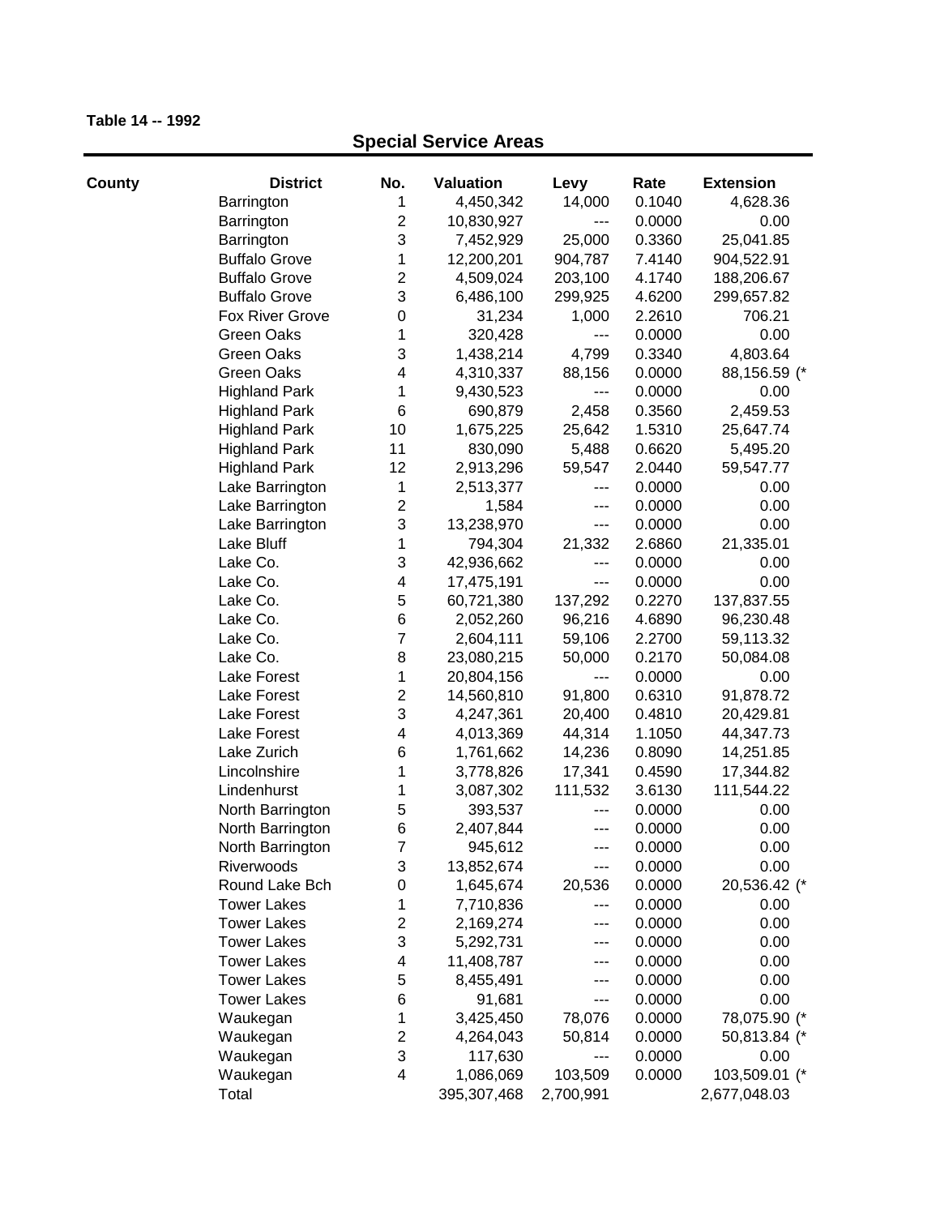**Table 14 -- 1992**

## Special Service Areas

| County | District | No. | Valuation | Levy | Rate | Extension |
|---|---|---|---|---|---|---|
| | Barrington | 1 | 4,450,342 | 14,000 | 0.1040 | 4,628.36 |
| | Barrington | 2 | 10,830,927 | --- | 0.0000 | 0.00 |
| | Barrington | 3 | 7,452,929 | 25,000 | 0.3360 | 25,041.85 |
| | Buffalo Grove | 1 | 12,200,201 | 904,787 | 7.4140 | 904,522.91 |
| | Buffalo Grove | 2 | 4,509,024 | 203,100 | 4.1740 | 188,206.67 |
| | Buffalo Grove | 3 | 6,486,100 | 299,925 | 4.6200 | 299,657.82 |
| | Fox River Grove | 0 | 31,234 | 1,000 | 2.2610 | 706.21 |
| | Green Oaks | 1 | 320,428 | --- | 0.0000 | 0.00 |
| | Green Oaks | 3 | 1,438,214 | 4,799 | 0.3340 | 4,803.64 |
| | Green Oaks | 4 | 4,310,337 | 88,156 | 0.0000 | 88,156.59 (* |
| | Highland Park | 1 | 9,430,523 | --- | 0.0000 | 0.00 |
| | Highland Park | 6 | 690,879 | 2,458 | 0.3560 | 2,459.53 |
| | Highland Park | 10 | 1,675,225 | 25,642 | 1.5310 | 25,647.74 |
| | Highland Park | 11 | 830,090 | 5,488 | 0.6620 | 5,495.20 |
| | Highland Park | 12 | 2,913,296 | 59,547 | 2.0440 | 59,547.77 |
| | Lake Barrington | 1 | 2,513,377 | --- | 0.0000 | 0.00 |
| | Lake Barrington | 2 | 1,584 | --- | 0.0000 | 0.00 |
| | Lake Barrington | 3 | 13,238,970 | --- | 0.0000 | 0.00 |
| | Lake Bluff | 1 | 794,304 | 21,332 | 2.6860 | 21,335.01 |
| | Lake Co. | 3 | 42,936,662 | --- | 0.0000 | 0.00 |
| | Lake Co. | 4 | 17,475,191 | --- | 0.0000 | 0.00 |
| | Lake Co. | 5 | 60,721,380 | 137,292 | 0.2270 | 137,837.55 |
| | Lake Co. | 6 | 2,052,260 | 96,216 | 4.6890 | 96,230.48 |
| | Lake Co. | 7 | 2,604,111 | 59,106 | 2.2700 | 59,113.32 |
| | Lake Co. | 8 | 23,080,215 | 50,000 | 0.2170 | 50,084.08 |
| | Lake Forest | 1 | 20,804,156 | --- | 0.0000 | 0.00 |
| | Lake Forest | 2 | 14,560,810 | 91,800 | 0.6310 | 91,878.72 |
| | Lake Forest | 3 | 4,247,361 | 20,400 | 0.4810 | 20,429.81 |
| | Lake Forest | 4 | 4,013,369 | 44,314 | 1.1050 | 44,347.73 |
| | Lake Zurich | 6 | 1,761,662 | 14,236 | 0.8090 | 14,251.85 |
| | Lincolnshire | 1 | 3,778,826 | 17,341 | 0.4590 | 17,344.82 |
| | Lindenhurst | 1 | 3,087,302 | 111,532 | 3.6130 | 111,544.22 |
| | North Barrington | 5 | 393,537 | --- | 0.0000 | 0.00 |
| | North Barrington | 6 | 2,407,844 | --- | 0.0000 | 0.00 |
| | North Barrington | 7 | 945,612 | --- | 0.0000 | 0.00 |
| | Riverwoods | 3 | 13,852,674 | --- | 0.0000 | 0.00 |
| | Round Lake Bch | 0 | 1,645,674 | 20,536 | 0.0000 | 20,536.42 (* |
| | Tower Lakes | 1 | 7,710,836 | --- | 0.0000 | 0.00 |
| | Tower Lakes | 2 | 2,169,274 | --- | 0.0000 | 0.00 |
| | Tower Lakes | 3 | 5,292,731 | --- | 0.0000 | 0.00 |
| | Tower Lakes | 4 | 11,408,787 | --- | 0.0000 | 0.00 |
| | Tower Lakes | 5 | 8,455,491 | --- | 0.0000 | 0.00 |
| | Tower Lakes | 6 | 91,681 | --- | 0.0000 | 0.00 |
| | Waukegan | 1 | 3,425,450 | 78,076 | 0.0000 | 78,075.90 (* |
| | Waukegan | 2 | 4,264,043 | 50,814 | 0.0000 | 50,813.84 (* |
| | Waukegan | 3 | 117,630 | --- | 0.0000 | 0.00 |
| | Waukegan | 4 | 1,086,069 | 103,509 | 0.0000 | 103,509.01 (* |
| | Total | | 395,307,468 | 2,700,991 | | 2,677,048.03 |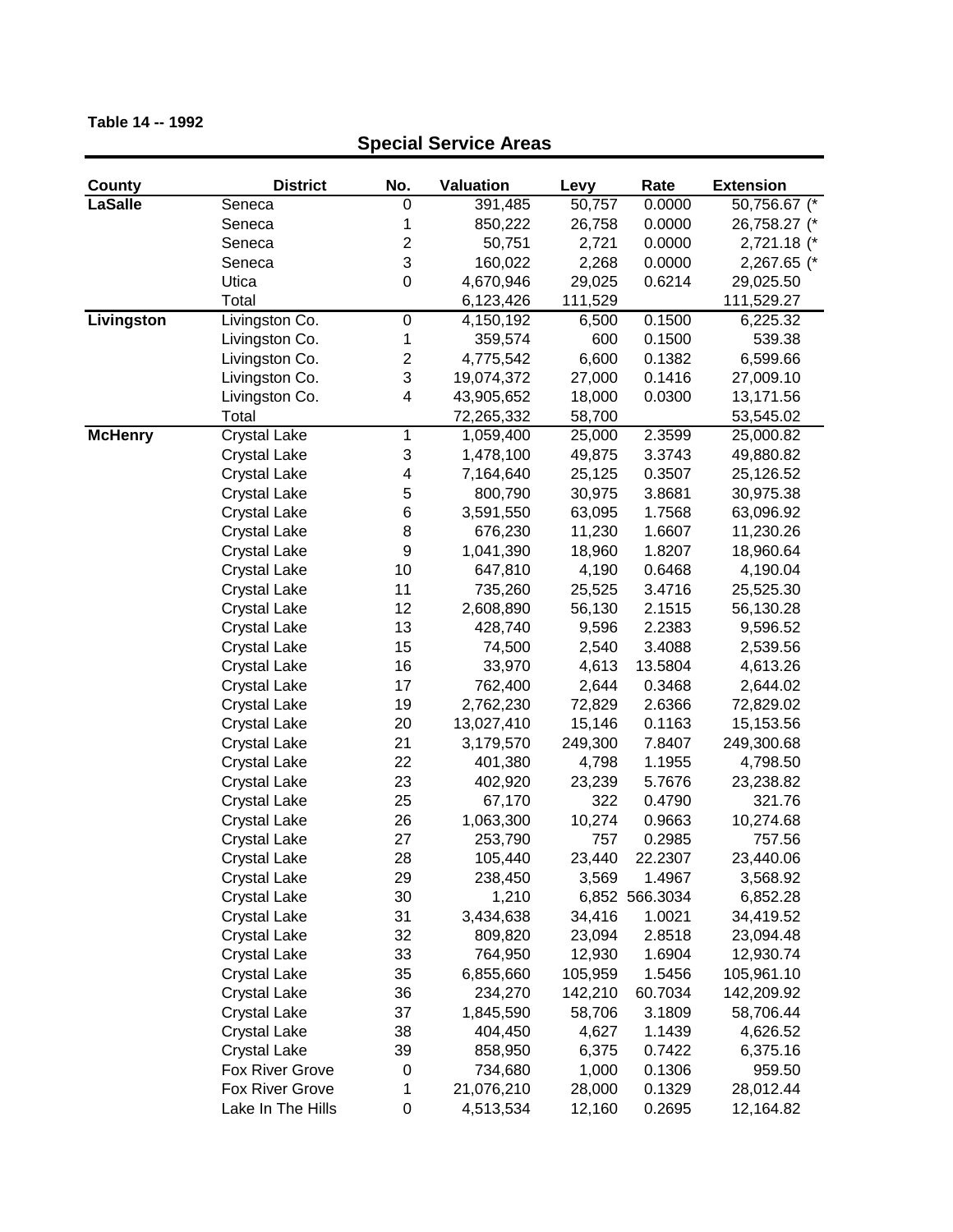**Table 14 -- 1992**

## Special Service Areas

| County | District | No. | Valuation | Levy | Rate | Extension |
|---|---|---|---|---|---|---|
| **LaSalle** | Seneca | 0 | 391,485 | 50,757 | 0.0000 | 50,756.67 (* |
| | Seneca | 1 | 850,222 | 26,758 | 0.0000 | 26,758.27 (* |
| | Seneca | 2 | 50,751 | 2,721 | 0.0000 | 2,721.18 (* |
| | Seneca | 3 | 160,022 | 2,268 | 0.0000 | 2,267.65 (* |
| | Utica | 0 | 4,670,946 | 29,025 | 0.6214 | 29,025.50 |
| | Total | | 6,123,426 | 111,529 | | 111,529.27 |
| **Livingston** | Livingston Co. | 0 | 4,150,192 | 6,500 | 0.1500 | 6,225.32 |
| | Livingston Co. | 1 | 359,574 | 600 | 0.1500 | 539.38 |
| | Livingston Co. | 2 | 4,775,542 | 6,600 | 0.1382 | 6,599.66 |
| | Livingston Co. | 3 | 19,074,372 | 27,000 | 0.1416 | 27,009.10 |
| | Livingston Co. | 4 | 43,905,652 | 18,000 | 0.0300 | 13,171.56 |
| | Total | | 72,265,332 | 58,700 | | 53,545.02 |
| **McHenry** | Crystal Lake | 1 | 1,059,400 | 25,000 | 2.3599 | 25,000.82 |
| | Crystal Lake | 3 | 1,478,100 | 49,875 | 3.3743 | 49,880.82 |
| | Crystal Lake | 4 | 7,164,640 | 25,125 | 0.3507 | 25,126.52 |
| | Crystal Lake | 5 | 800,790 | 30,975 | 3.8681 | 30,975.38 |
| | Crystal Lake | 6 | 3,591,550 | 63,095 | 1.7568 | 63,096.92 |
| | Crystal Lake | 8 | 676,230 | 11,230 | 1.6607 | 11,230.26 |
| | Crystal Lake | 9 | 1,041,390 | 18,960 | 1.8207 | 18,960.64 |
| | Crystal Lake | 10 | 647,810 | 4,190 | 0.6468 | 4,190.04 |
| | Crystal Lake | 11 | 735,260 | 25,525 | 3.4716 | 25,525.30 |
| | Crystal Lake | 12 | 2,608,890 | 56,130 | 2.1515 | 56,130.28 |
| | Crystal Lake | 13 | 428,740 | 9,596 | 2.2383 | 9,596.52 |
| | Crystal Lake | 15 | 74,500 | 2,540 | 3.4088 | 2,539.56 |
| | Crystal Lake | 16 | 33,970 | 4,613 | 13.5804 | 4,613.26 |
| | Crystal Lake | 17 | 762,400 | 2,644 | 0.3468 | 2,644.02 |
| | Crystal Lake | 19 | 2,762,230 | 72,829 | 2.6366 | 72,829.02 |
| | Crystal Lake | 20 | 13,027,410 | 15,146 | 0.1163 | 15,153.56 |
| | Crystal Lake | 21 | 3,179,570 | 249,300 | 7.8407 | 249,300.68 |
| | Crystal Lake | 22 | 401,380 | 4,798 | 1.1955 | 4,798.50 |
| | Crystal Lake | 23 | 402,920 | 23,239 | 5.7676 | 23,238.82 |
| | Crystal Lake | 25 | 67,170 | 322 | 0.4790 | 321.76 |
| | Crystal Lake | 26 | 1,063,300 | 10,274 | 0.9663 | 10,274.68 |
| | Crystal Lake | 27 | 253,790 | 757 | 0.2985 | 757.56 |
| | Crystal Lake | 28 | 105,440 | 23,440 | 22.2307 | 23,440.06 |
| | Crystal Lake | 29 | 238,450 | 3,569 | 1.4967 | 3,568.92 |
| | Crystal Lake | 30 | 1,210 | 6,852 | 566.3034 | 6,852.28 |
| | Crystal Lake | 31 | 3,434,638 | 34,416 | 1.0021 | 34,419.52 |
| | Crystal Lake | 32 | 809,820 | 23,094 | 2.8518 | 23,094.48 |
| | Crystal Lake | 33 | 764,950 | 12,930 | 1.6904 | 12,930.74 |
| | Crystal Lake | 35 | 6,855,660 | 105,959 | 1.5456 | 105,961.10 |
| | Crystal Lake | 36 | 234,270 | 142,210 | 60.7034 | 142,209.92 |
| | Crystal Lake | 37 | 1,845,590 | 58,706 | 3.1809 | 58,706.44 |
| | Crystal Lake | 38 | 404,450 | 4,627 | 1.1439 | 4,626.52 |
| | Crystal Lake | 39 | 858,950 | 6,375 | 0.7422 | 6,375.16 |
| | Fox River Grove | 0 | 734,680 | 1,000 | 0.1306 | 959.50 |
| | Fox River Grove | 1 | 21,076,210 | 28,000 | 0.1329 | 28,012.44 |
| | Lake In The Hills | 0 | 4,513,534 | 12,160 | 0.2695 | 12,164.82 |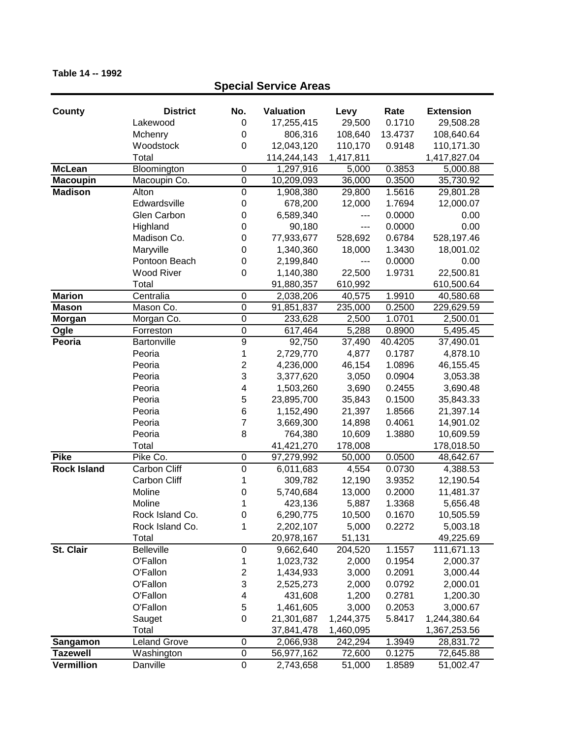**Table 14 -- 1992**

## Special Service Areas

| County | District | No. | Valuation | Levy | Rate | Extension |
|---|---|---|---|---|---|---|
| | Lakewood | 0 | 17,255,415 | 29,500 | 0.1710 | 29,508.28 |
| | Mchenry | 0 | 806,316 | 108,640 | 13.4737 | 108,640.64 |
| | Woodstock | 0 | 12,043,120 | 110,170 | 0.9148 | 110,171.30 |
| | Total | | 114,244,143 | 1,417,811 | | 1,417,827.04 |
| **McLean** | Bloomington | 0 | 1,297,916 | 5,000 | 0.3853 | 5,000.88 |
| **Macoupin** | Macoupin Co. | 0 | 10,209,093 | 36,000 | 0.3500 | 35,730.92 |
| **Madison** | Alton | 0 | 1,908,380 | 29,800 | 1.5616 | 29,801.28 |
| | Edwardsville | 0 | 678,200 | 12,000 | 1.7694 | 12,000.07 |
| | Glen Carbon | 0 | 6,589,340 | --- | 0.0000 | 0.00 |
| | Highland | 0 | 90,180 | --- | 0.0000 | 0.00 |
| | Madison Co. | 0 | 77,933,677 | 528,692 | 0.6784 | 528,197.46 |
| | Maryville | 0 | 1,340,360 | 18,000 | 1.3430 | 18,001.02 |
| | Pontoon Beach | 0 | 2,199,840 | --- | 0.0000 | 0.00 |
| | Wood River | 0 | 1,140,380 | 22,500 | 1.9731 | 22,500.81 |
| | Total | | 91,880,357 | 610,992 | | 610,500.64 |
| **Marion** | Centralia | 0 | 2,038,206 | 40,575 | 1.9910 | 40,580.68 |
| **Mason** | Mason Co. | 0 | 91,851,837 | 235,000 | 0.2500 | 229,629.59 |
| **Morgan** | Morgan Co. | 0 | 233,628 | 2,500 | 1.0701 | 2,500.01 |
| **Ogle** | Forreston | 0 | 617,464 | 5,288 | 0.8900 | 5,495.45 |
| **Peoria** | Bartonville | 9 | 92,750 | 37,490 | 40.4205 | 37,490.01 |
| | Peoria | 1 | 2,729,770 | 4,877 | 0.1787 | 4,878.10 |
| | Peoria | 2 | 4,236,000 | 46,154 | 1.0896 | 46,155.45 |
| | Peoria | 3 | 3,377,620 | 3,050 | 0.0904 | 3,053.38 |
| | Peoria | 4 | 1,503,260 | 3,690 | 0.2455 | 3,690.48 |
| | Peoria | 5 | 23,895,700 | 35,843 | 0.1500 | 35,843.33 |
| | Peoria | 6 | 1,152,490 | 21,397 | 1.8566 | 21,397.14 |
| | Peoria | 7 | 3,669,300 | 14,898 | 0.4061 | 14,901.02 |
| | Peoria | 8 | 764,380 | 10,609 | 1.3880 | 10,609.59 |
| | Total | | 41,421,270 | 178,008 | | 178,018.50 |
| **Pike** | Pike Co. | 0 | 97,279,992 | 50,000 | 0.0500 | 48,642.67 |
| **Rock Island** | Carbon Cliff | 0 | 6,011,683 | 4,554 | 0.0730 | 4,388.53 |
| | Carbon Cliff | 1 | 309,782 | 12,190 | 3.9352 | 12,190.54 |
| | Moline | 0 | 5,740,684 | 13,000 | 0.2000 | 11,481.37 |
| | Moline | 1 | 423,136 | 5,887 | 1.3368 | 5,656.48 |
| | Rock Island Co. | 0 | 6,290,775 | 10,500 | 0.1670 | 10,505.59 |
| | Rock Island Co. | 1 | 2,202,107 | 5,000 | 0.2272 | 5,003.18 |
| | Total | | 20,978,167 | 51,131 | | 49,225.69 |
| **St. Clair** | Belleville | 0 | 9,662,640 | 204,520 | 1.1557 | 111,671.13 |
| | O'Fallon | 1 | 1,023,732 | 2,000 | 0.1954 | 2,000.37 |
| | O'Fallon | 2 | 1,434,933 | 3,000 | 0.2091 | 3,000.44 |
| | O'Fallon | 3 | 2,525,273 | 2,000 | 0.0792 | 2,000.01 |
| | O'Fallon | 4 | 431,608 | 1,200 | 0.2781 | 1,200.30 |
| | O'Fallon | 5 | 1,461,605 | 3,000 | 0.2053 | 3,000.67 |
| | Sauget | 0 | 21,301,687 | 1,244,375 | 5.8417 | 1,244,380.64 |
| | Total | | 37,841,478 | 1,460,095 | | 1,367,253.56 |
| **Sangamon** | Leland Grove | 0 | 2,066,938 | 242,294 | 1.3949 | 28,831.72 |
| **Tazewell** | Washington | 0 | 56,977,162 | 72,600 | 0.1275 | 72,645.88 |
| **Vermillion** | Danville | 0 | 2,743,658 | 51,000 | 1.8589 | 51,002.47 |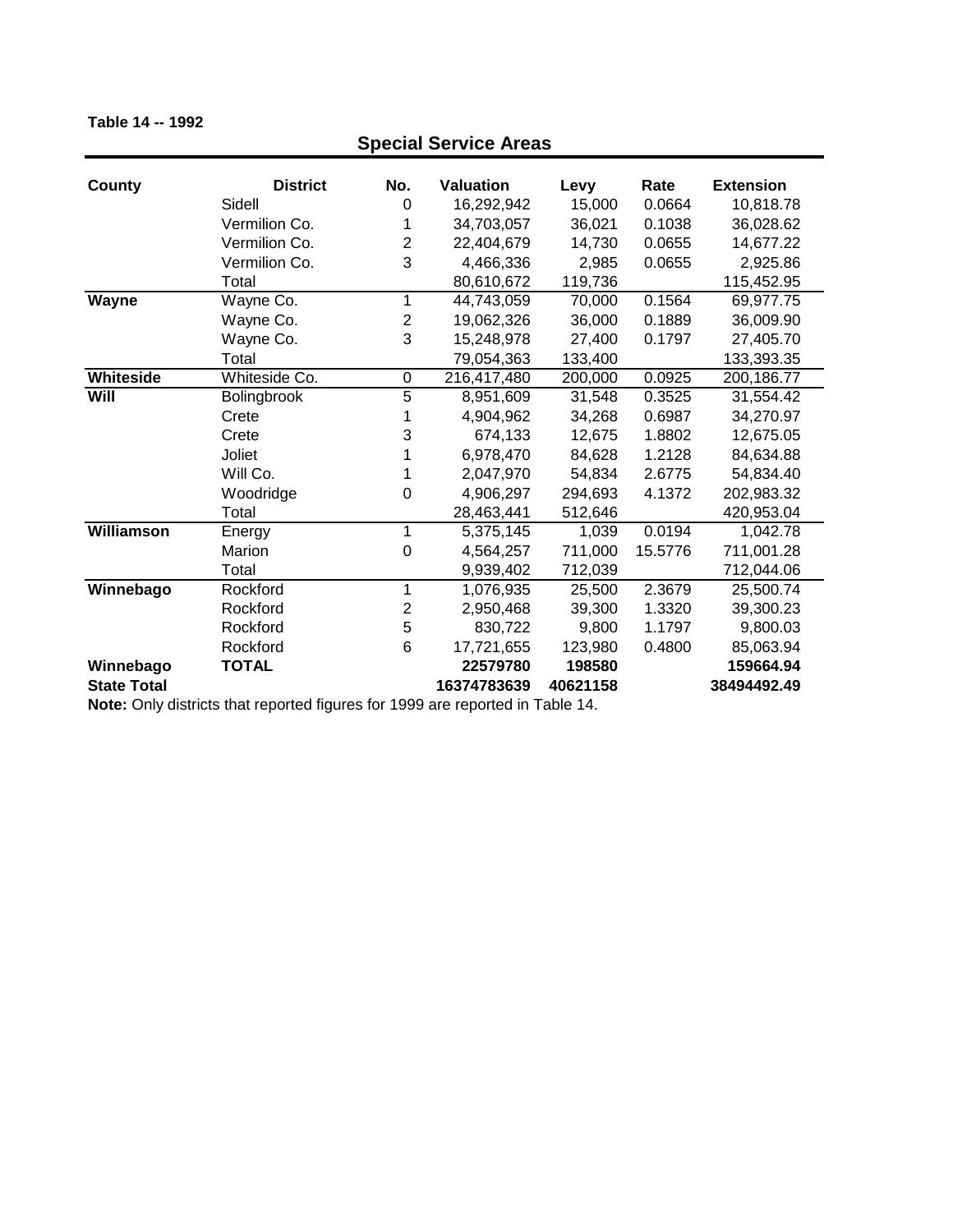**Table 14 -- 1992**

## Special Service Areas

| County | District | No. | Valuation | Levy | Rate | Extension |
|---|---|---|---|---|---|---|
| | Sidell | 0 | 16,292,942 | 15,000 | 0.0664 | 10,818.78 |
| | Vermilion Co. | 1 | 34,703,057 | 36,021 | 0.1038 | 36,028.62 |
| | Vermilion Co. | 2 | 22,404,679 | 14,730 | 0.0655 | 14,677.22 |
| | Vermilion Co. | 3 | 4,466,336 | 2,985 | 0.0655 | 2,925.86 |
| | Total | | 80,610,672 | 119,736 | | 115,452.95 |
| **Wayne** | Wayne Co. | 1 | 44,743,059 | 70,000 | 0.1564 | 69,977.75 |
| | Wayne Co. | 2 | 19,062,326 | 36,000 | 0.1889 | 36,009.90 |
| | Wayne Co. | 3 | 15,248,978 | 27,400 | 0.1797 | 27,405.70 |
| | Total | | 79,054,363 | 133,400 | | 133,393.35 |
| **Whiteside** | Whiteside Co. | 0 | 216,417,480 | 200,000 | 0.0925 | 200,186.77 |
| **Will** | Bolingbrook | 5 | 8,951,609 | 31,548 | 0.3525 | 31,554.42 |
| | Crete | 1 | 4,904,962 | 34,268 | 0.6987 | 34,270.97 |
| | Crete | 3 | 674,133 | 12,675 | 1.8802 | 12,675.05 |
| | Joliet | 1 | 6,978,470 | 84,628 | 1.2128 | 84,634.88 |
| | Will Co. | 1 | 2,047,970 | 54,834 | 2.6775 | 54,834.40 |
| | Woodridge | 0 | 4,906,297 | 294,693 | 4.1372 | 202,983.32 |
| | Total | | 28,463,441 | 512,646 | | 420,953.04 |
| **Williamson** | Energy | 1 | 5,375,145 | 1,039 | 0.0194 | 1,042.78 |
| | Marion | 0 | 4,564,257 | 711,000 | 15.5776 | 711,001.28 |
| | Total | | 9,939,402 | 712,039 | | 712,044.06 |
| **Winnebago** | Rockford | 1 | 1,076,935 | 25,500 | 2.3679 | 25,500.74 |
| | Rockford | 2 | 2,950,468 | 39,300 | 1.3320 | 39,300.23 |
| | Rockford | 5 | 830,722 | 9,800 | 1.1797 | 9,800.03 |
| | Rockford | 6 | 17,721,655 | 123,980 | 0.4800 | 85,063.94 |
| **Winnebago** | **TOTAL** | | **22579780** | **198580** | | **159664.94** |
| **State Total** | | | **16374783639** | **40621158** | | **38494492.49** |

**Note:** Only districts that reported figures for 1999 are reported in Table 14.